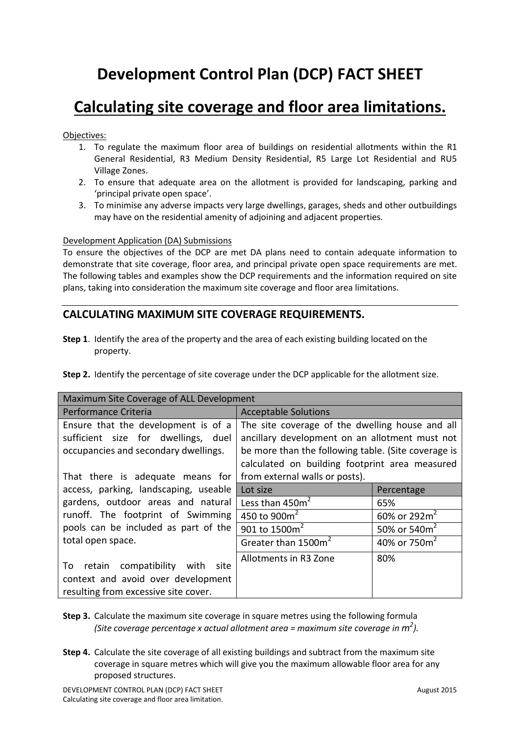# Development Control Plan (DCP) FACT SHEET

## Calculating site coverage and floor area limitations.

Objectives:

1. To regulate the maximum floor area of buildings on residential allotments within the R1 General Residential, R3 Medium Density Residential, R5 Large Lot Residential and RU5 Village Zones.
2. To ensure that adequate area on the allotment is provided for landscaping, parking and 'principal private open space'.
3. To minimise any adverse impacts very large dwellings, garages, sheds and other outbuildings may have on the residential amenity of adjoining and adjacent properties.

Development Application (DA) Submissions

To ensure the objectives of the DCP are met DA plans need to contain adequate information to demonstrate that site coverage, floor area, and principal private open space requirements are met. The following tables and examples show the DCP requirements and the information required on site plans, taking into consideration the maximum site coverage and floor area limitations.

---

### CALCULATING MAXIMUM SITE COVERAGE REQUIREMENTS.

**Step 1**. Identify the area of the property and the area of each existing building located on the property.

**Step 2.** Identify the percentage of site coverage under the DCP applicable for the allotment size.

| Maximum Site Coverage of ALL Development | | |
|---|---|---|
| Performance Criteria | Acceptable Solutions | |
| Ensure that the development is of a sufficient size for dwellings, duel occupancies and secondary dwellings.<br><br>That there is adequate means for access, parking, landscaping, useable gardens, outdoor areas and natural runoff. The footprint of Swimming pools can be included as part of the total open space.<br><br>To retain compatibility with site context and avoid over development resulting from excessive site cover. | The site coverage of the dwelling house and all ancillary development on an allotment must not be more than the following table. (Site coverage is calculated on building footprint area measured from external walls or posts). | |
| | Lot size | Percentage |
| | Less than 450m$^2$ | 65% |
| | 450 to 900m$^2$ | 60% or 292m$^2$ |
| | 901 to 1500m$^2$ | 50% or 540m$^2$ |
| | Greater than 1500m$^2$ | 40% or 750m$^2$ |
| | Allotments in R3 Zone | 80% |

**Step 3.** Calculate the maximum site coverage in square metres using the following formula *(Site coverage percentage x actual allotment area = maximum site coverage in m$^2$).*

**Step 4.** Calculate the site coverage of all existing buildings and subtract from the maximum site coverage in square metres which will give you the maximum allowable floor area for any proposed structures.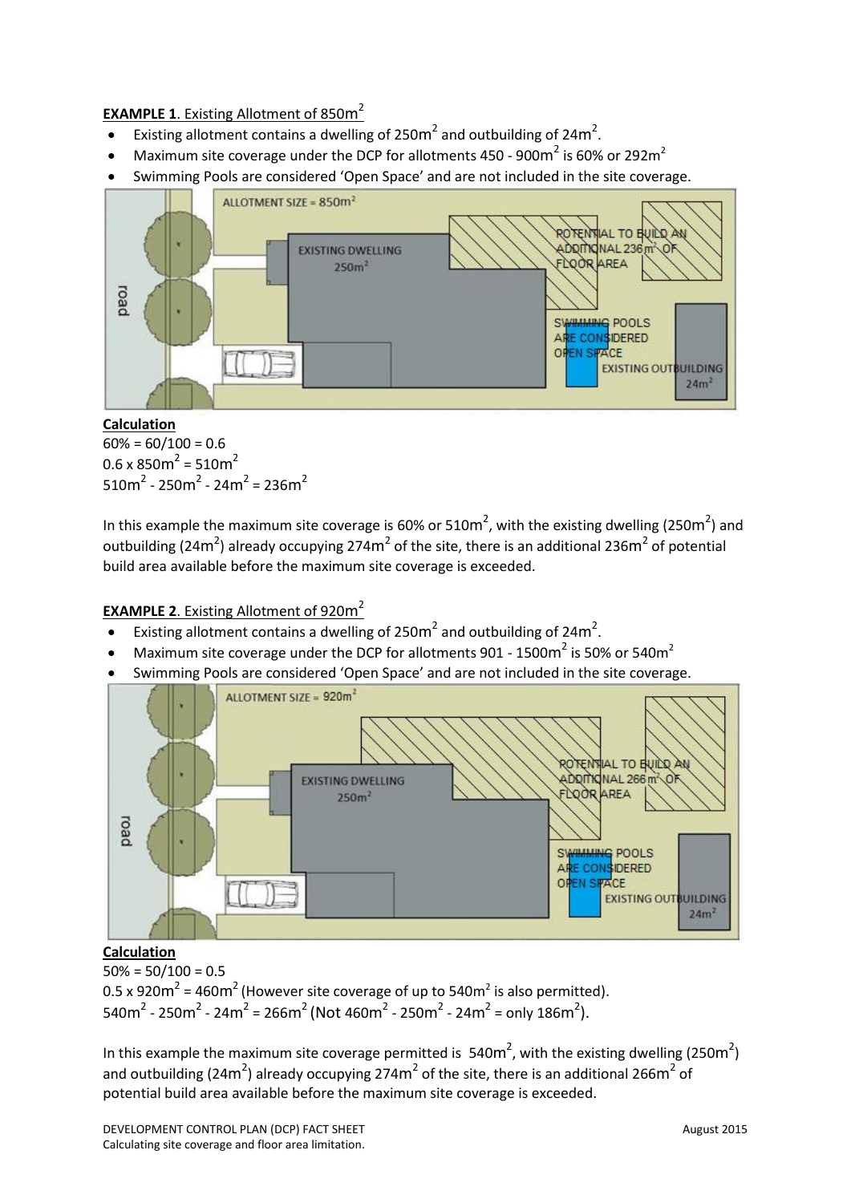**EXAMPLE 1**. Existing Allotment of 850m$^2$

- Existing allotment contains a dwelling of 250m$^2$ and outbuilding of 24m$^2$.
- Maximum site coverage under the DCP for allotments 450 - 900m$^2$ is 60% or 292m$^2$
- Swimming Pools are considered 'Open Space' and are not included in the site coverage.

ALLOTMENT SIZE = 850m$^2$

road

EXISTING DWELLING 250m$^2$

POTENTIAL TO BUILD AN ADDITIONAL 236m$^2$ OF FLOOR AREA

SWIMMING POOLS ARE CONSIDERED OPEN SPACE

EXISTING OUTBUILDING 24m$^2$

**Calculation**

60% = 60/100 = 0.6

0.6 x 850m$^2$ = 510m$^2$

510m$^2$ - 250m$^2$ - 24m$^2$ = 236m$^2$

In this example the maximum site coverage is 60% or 510m$^2$, with the existing dwelling (250m$^2$) and outbuilding (24m$^2$) already occupying 274m$^2$ of the site, there is an additional 236m$^2$ of potential build area available before the maximum site coverage is exceeded.

**EXAMPLE 2**. Existing Allotment of 920m$^2$

- Existing allotment contains a dwelling of 250m$^2$ and outbuilding of 24m$^2$.
- Maximum site coverage under the DCP for allotments 901 - 1500m$^2$ is 50% or 540m$^2$
- Swimming Pools are considered 'Open Space' and are not included in the site coverage.

ALLOTMENT SIZE = 920m$^2$

road

EXISTING DWELLING 250m$^2$

POTENTIAL TO BUILD AN ADDITIONAL 266m$^2$ OF FLOOR AREA

SWIMMING POOLS ARE CONSIDERED OPEN SPACE

EXISTING OUTBUILDING 24m$^2$

**Calculation**

50% = 50/100 = 0.5

0.5 x 920m$^2$ = 460m$^2$ (However site coverage of up to 540m$^2$ is also permitted).

540m$^2$ - 250m$^2$ - 24m$^2$ = 266m$^2$ (Not 460m$^2$ - 250m$^2$ - 24m$^2$ = only 186m$^2$).

In this example the maximum site coverage permitted is 540m$^2$, with the existing dwelling (250m$^2$) and outbuilding (24m$^2$) already occupying 274m$^2$ of the site, there is an additional 266m$^2$ of potential build area available before the maximum site coverage is exceeded.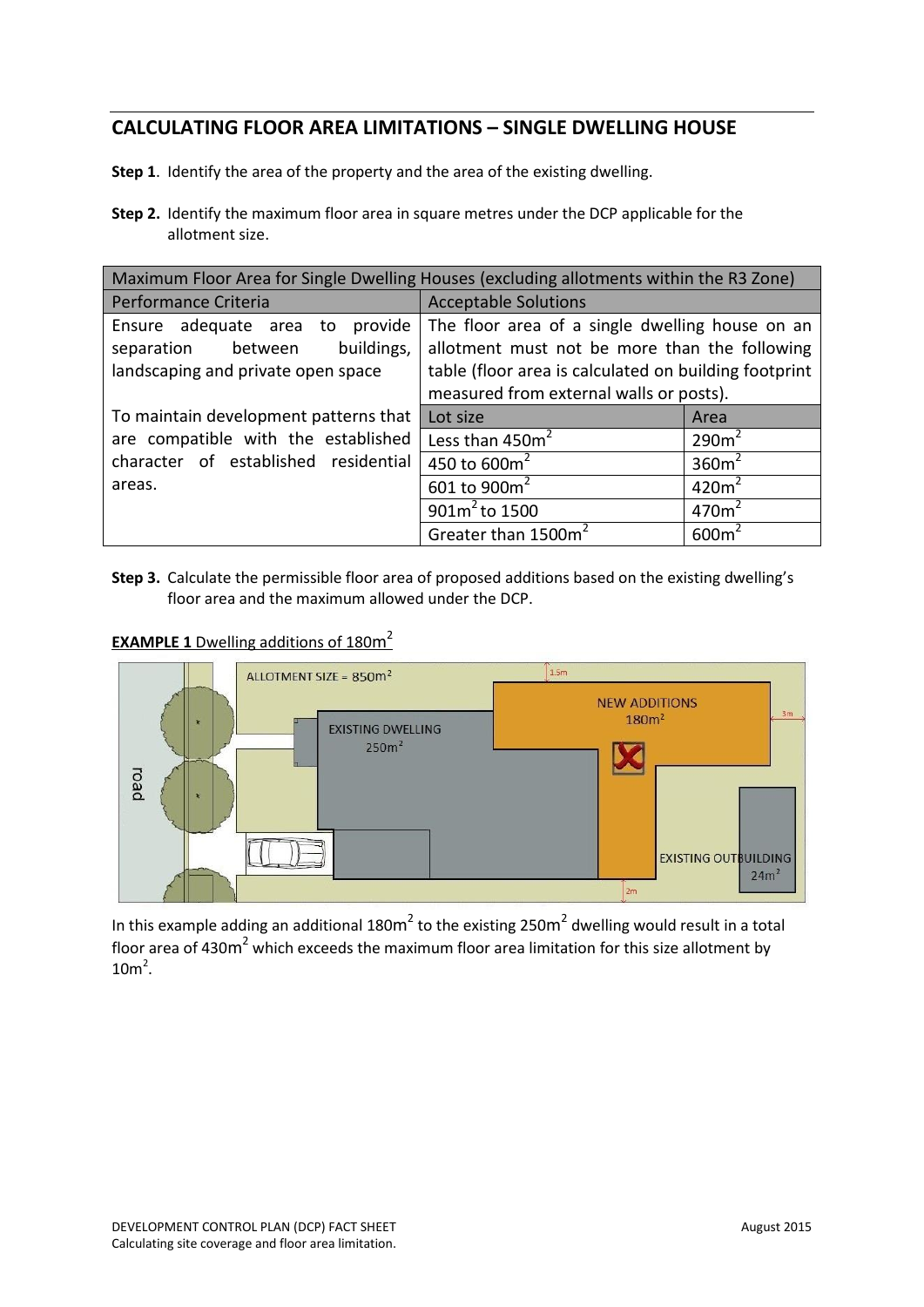## CALCULATING FLOOR AREA LIMITATIONS – SINGLE DWELLING HOUSE

**Step 1**. Identify the area of the property and the area of the existing dwelling.

**Step 2.** Identify the maximum floor area in square metres under the DCP applicable for the allotment size.

| Maximum Floor Area for Single Dwelling Houses (excluding allotments within the R3 Zone) | | |
|---|---|---|
| Performance Criteria | Acceptable Solutions | |
| Ensure adequate area to provide separation between buildings, landscaping and private open space<br><br>To maintain development patterns that are compatible with the established character of established residential areas. | The floor area of a single dwelling house on an allotment must not be more than the following table (floor area is calculated on building footprint measured from external walls or posts). | |
| | Lot size | Area |
| | Less than 450m$^2$ | 290m$^2$ |
| | 450 to 600m$^2$ | 360m$^2$ |
| | 601 to 900m$^2$ | 420m$^2$ |
| | 901m$^2$ to 1500 | 470m$^2$ |
| | Greater than 1500m$^2$ | 600m$^2$ |

**Step 3.** Calculate the permissible floor area of proposed additions based on the existing dwelling's floor area and the maximum allowed under the DCP.

**EXAMPLE 1** Dwelling additions of 180m$^2$

ALLOTMENT SIZE = 850m$^2$

EXISTING DWELLING 250m$^2$

NEW ADDITIONS 180m$^2$

EXISTING OUTBUILDING 24m$^2$

road

1.5m

3m

2m

In this example adding an additional 180m$^2$ to the existing 250m$^2$ dwelling would result in a total floor area of 430m$^2$ which exceeds the maximum floor area limitation for this size allotment by 10m$^2$.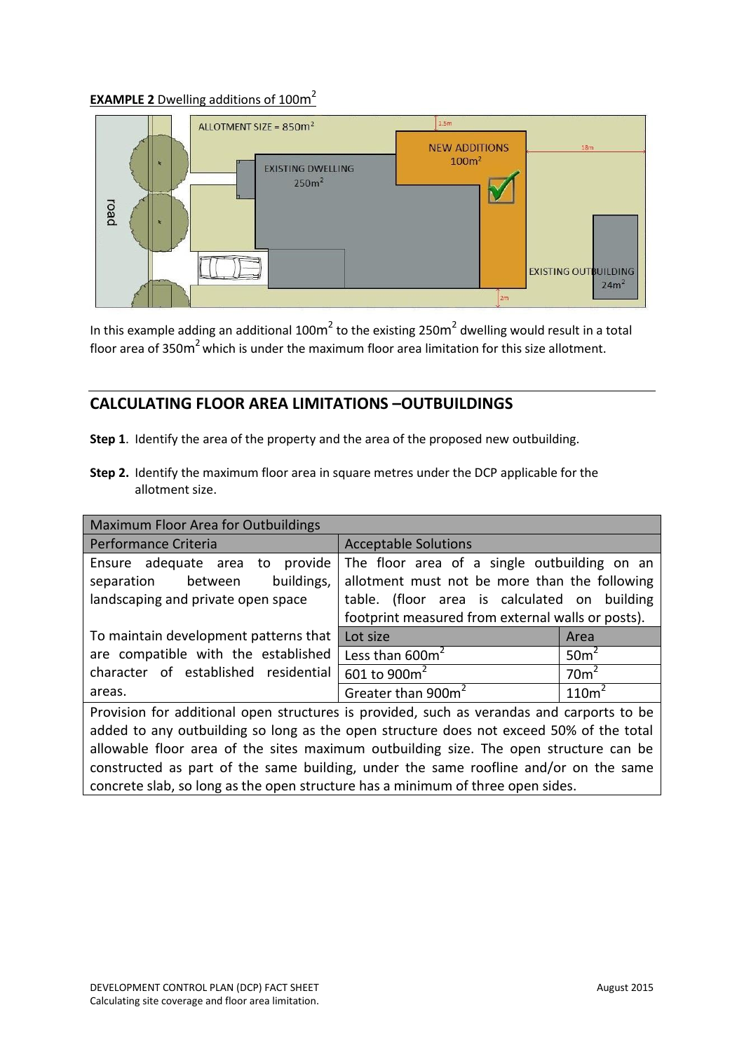**EXAMPLE 2** Dwelling additions of $100m^2$

In this example adding an additional $100m^2$ to the existing $250m^2$ dwelling would result in a total floor area of $350m^2$ which is under the maximum floor area limitation for this size allotment.

## CALCULATING FLOOR AREA LIMITATIONS –OUTBUILDINGS

**Step 1**. Identify the area of the property and the area of the proposed new outbuilding.

**Step 2.** Identify the maximum floor area in square metres under the DCP applicable for the allotment size.

| Maximum Floor Area for Outbuildings | | |
|---|---|---|
| **Performance Criteria** | **Acceptable Solutions** | |
| Ensure adequate area to provide separation between buildings, landscaping and private open space | The floor area of a single outbuilding on an allotment must not be more than the following table. (floor area is calculated on building footprint measured from external walls or posts). | |
| To maintain development patterns that are compatible with the established character of established residential areas. | **Lot size** | **Area** |
| | Less than $600m^2$ | $50m^2$ |
| | 601 to $900m^2$ | $70m^2$ |
| | Greater than $900m^2$ | $110m^2$ |
| Provision for additional open structures is provided, such as verandas and carports to be added to any outbuilding so long as the open structure does not exceed 50% of the total allowable floor area of the sites maximum outbuilding size. The open structure can be constructed as part of the same building, under the same roofline and/or on the same concrete slab, so long as the open structure has a minimum of three open sides. | | |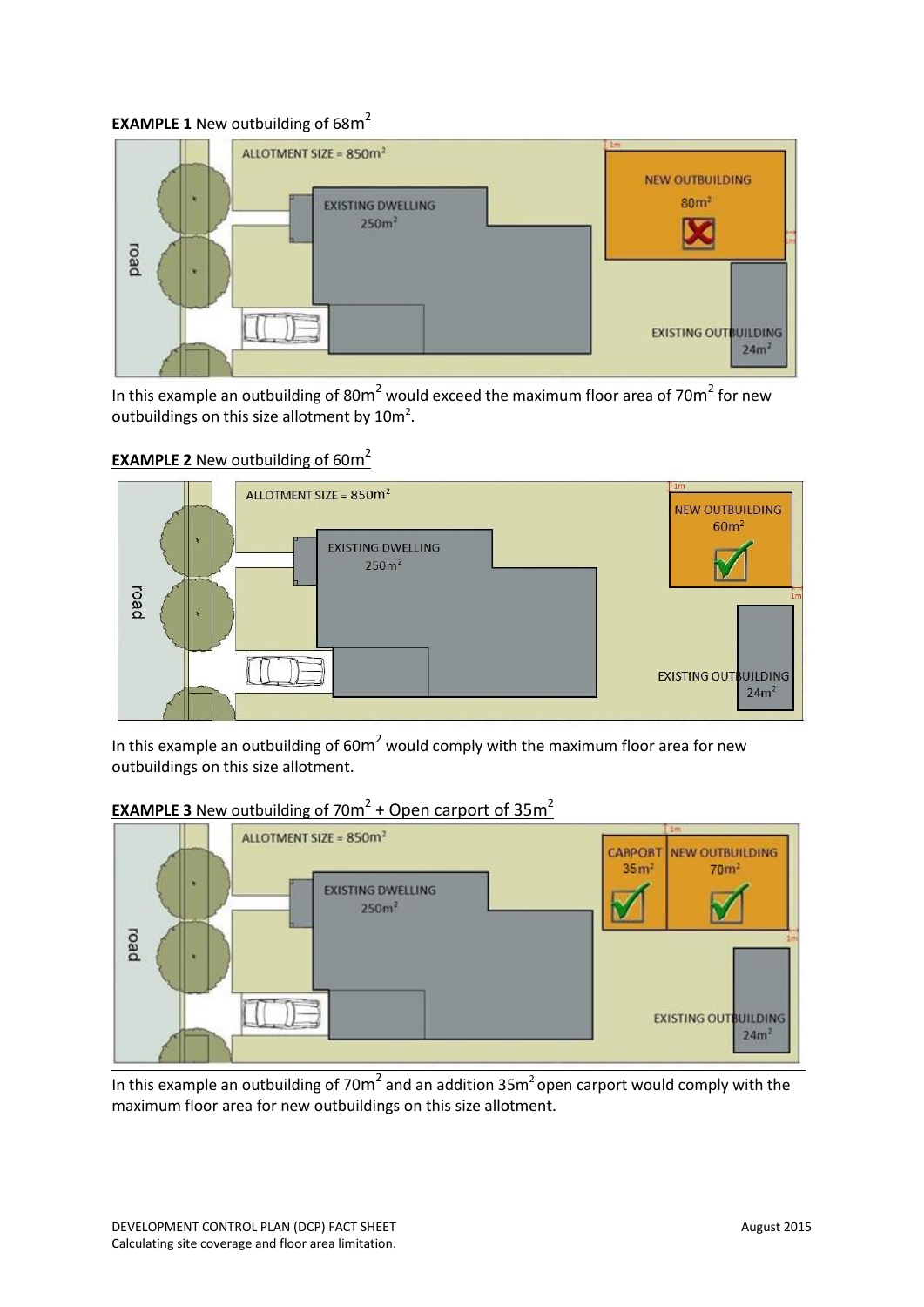**EXAMPLE 1** New outbuilding of 68m²

In this example an outbuilding of 80m² would exceed the maximum floor area of 70m² for new outbuildings on this size allotment by 10m².

**EXAMPLE 2** New outbuilding of 60m²

In this example an outbuilding of 60m² would comply with the maximum floor area for new outbuildings on this size allotment.

**EXAMPLE 3** New outbuilding of 70m² + Open carport of 35m²

In this example an outbuilding of 70m² and an addition 35m² open carport would comply with the maximum floor area for new outbuildings on this size allotment.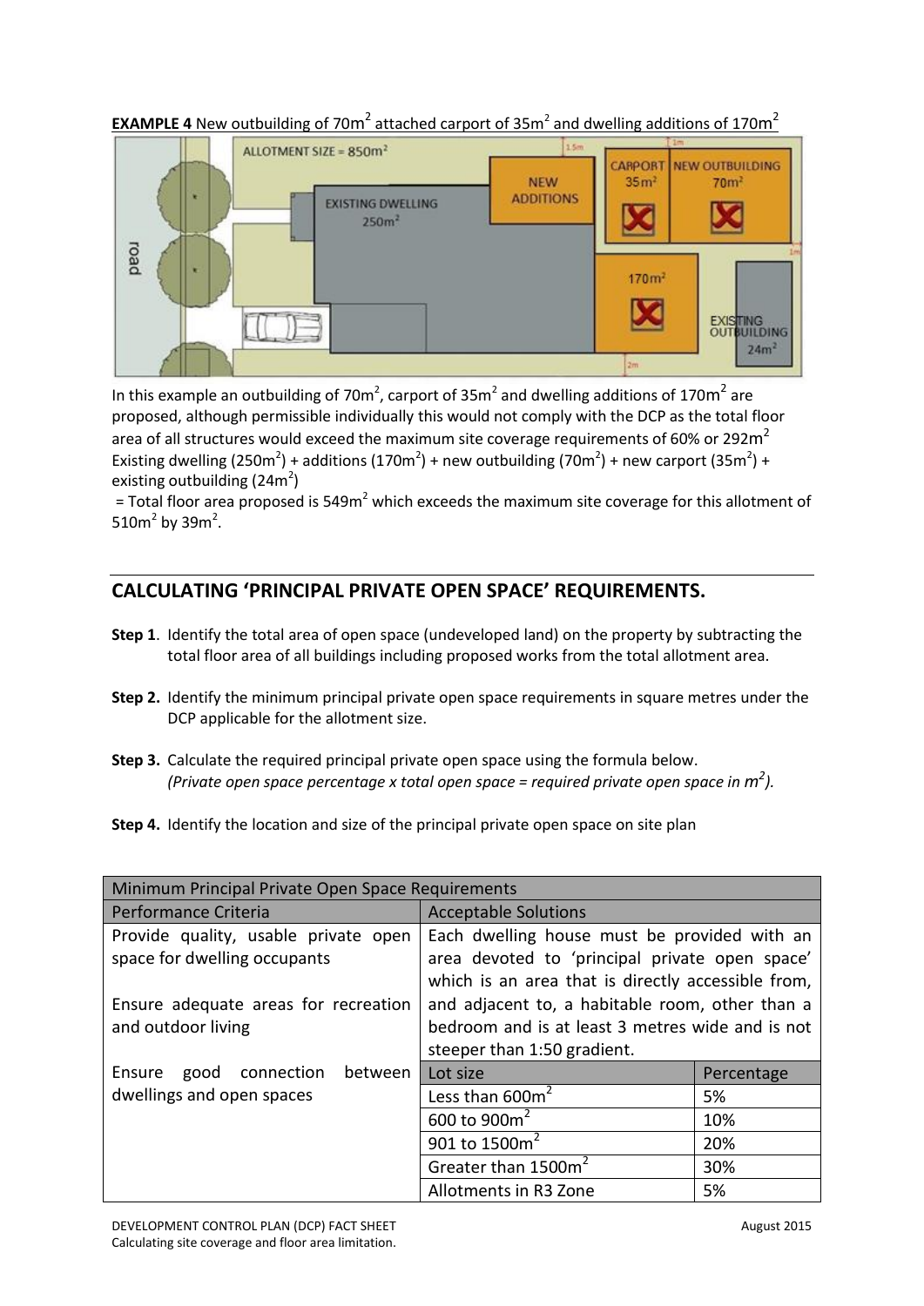**EXAMPLE 4** New outbuilding of 70m$^2$ attached carport of 35m$^2$ and dwelling additions of 170m$^2$

In this example an outbuilding of 70m$^2$, carport of 35m$^2$ and dwelling additions of 170m$^2$ are proposed, although permissible individually this would not comply with the DCP as the total floor area of all structures would exceed the maximum site coverage requirements of 60% or 292m$^2$ Existing dwelling (250m$^2$) + additions (170m$^2$) + new outbuilding (70m$^2$) + new carport (35m$^2$) + existing outbuilding (24m$^2$)

= Total floor area proposed is 549m$^2$ which exceeds the maximum site coverage for this allotment of 510m$^2$ by 39m$^2$.

## CALCULATING 'PRINCIPAL PRIVATE OPEN SPACE' REQUIREMENTS.

**Step 1**. Identify the total area of open space (undeveloped land) on the property by subtracting the total floor area of all buildings including proposed works from the total allotment area.

**Step 2.** Identify the minimum principal private open space requirements in square metres under the DCP applicable for the allotment size.

**Step 3.** Calculate the required principal private open space using the formula below. *(Private open space percentage x total open space = required private open space in m$^2$).*

**Step 4.** Identify the location and size of the principal private open space on site plan

| Minimum Principal Private Open Space Requirements | | |
|---|---|---|
| **Performance Criteria** | **Acceptable Solutions** | |
| Provide quality, usable private open space for dwelling occupants<br><br>Ensure adequate areas for recreation and outdoor living<br><br>Ensure good connection between dwellings and open spaces | Each dwelling house must be provided with an area devoted to 'principal private open space' which is an area that is directly accessible from, and adjacent to, a habitable room, other than a bedroom and is at least 3 metres wide and is not steeper than 1:50 gradient. | |
| | Lot size | Percentage |
| | Less than 600m$^2$ | 5% |
| | 600 to 900m$^2$ | 10% |
| | 901 to 1500m$^2$ | 20% |
| | Greater than 1500m$^2$ | 30% |
| | Allotments in R3 Zone | 5% |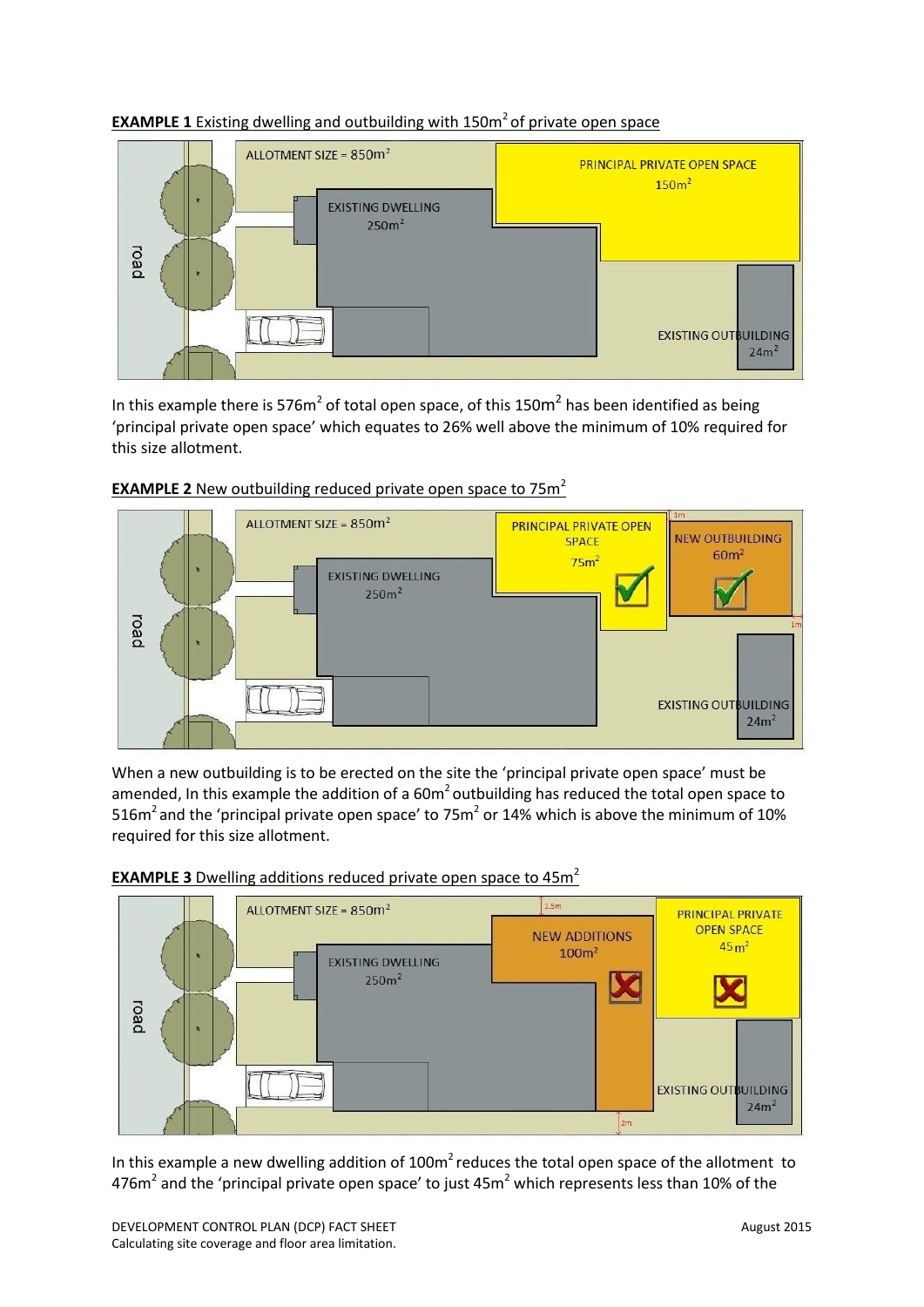**EXAMPLE 1** Existing dwelling and outbuilding with 150m$^2$ of private open space

In this example there is 576m$^2$ of total open space, of this 150m$^2$ has been identified as being 'principal private open space' which equates to 26% well above the minimum of 10% required for this size allotment.

**EXAMPLE 2** New outbuilding reduced private open space to 75m$^2$

When a new outbuilding is to be erected on the site the 'principal private open space' must be amended, In this example the addition of a 60m$^2$ outbuilding has reduced the total open space to 516m$^2$ and the 'principal private open space' to 75m$^2$ or 14% which is above the minimum of 10% required for this size allotment.

**EXAMPLE 3** Dwelling additions reduced private open space to 45m$^2$

In this example a new dwelling addition of 100m$^2$ reduces the total open space of the allotment to 476m$^2$ and the 'principal private open space' to just 45m$^2$ which represents less than 10% of the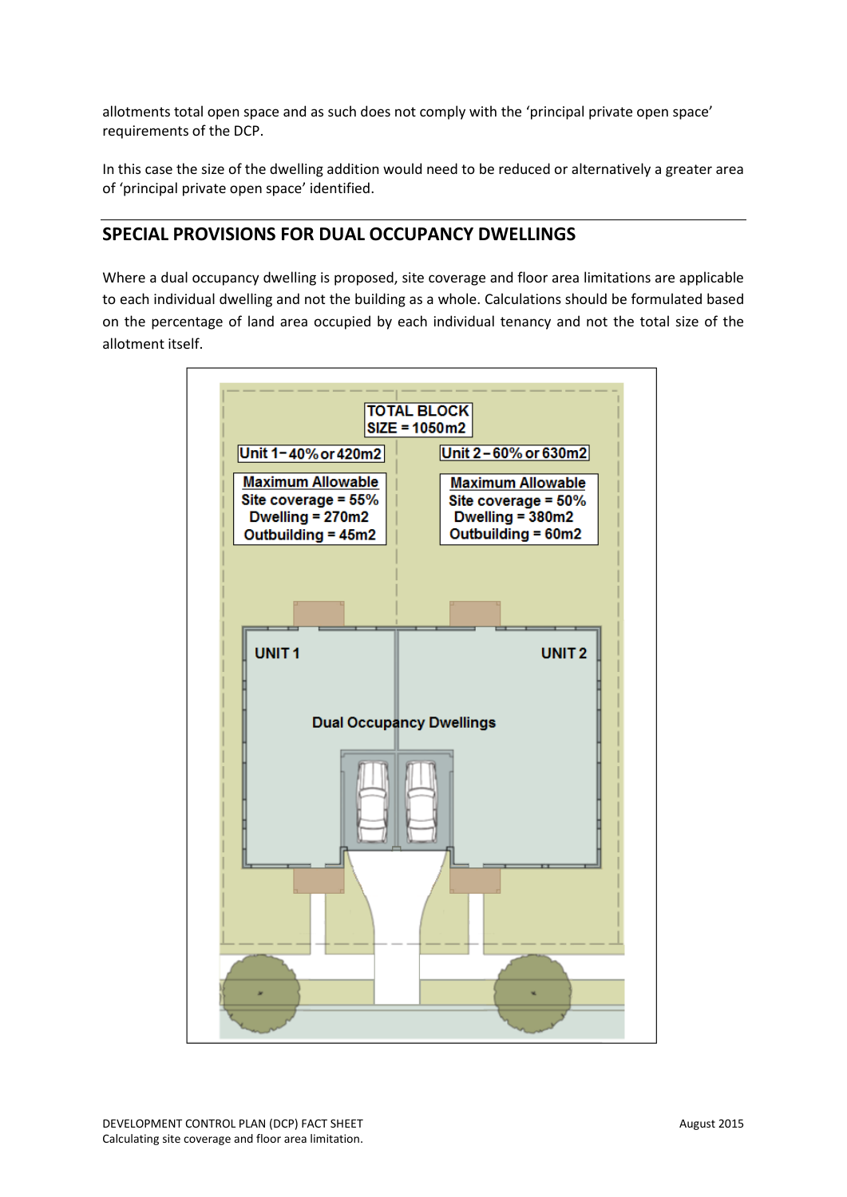allotments total open space and as such does not comply with the 'principal private open space' requirements of the DCP.

In this case the size of the dwelling addition would need to be reduced or alternatively a greater area of 'principal private open space' identified.

## SPECIAL PROVISIONS FOR DUAL OCCUPANCY DWELLINGS

Where a dual occupancy dwelling is proposed, site coverage and floor area limitations are applicable to each individual dwelling and not the building as a whole. Calculations should be formulated based on the percentage of land area occupied by each individual tenancy and not the total size of the allotment itself.

TOTAL BLOCK SIZE = 1050m2

Unit 1 – 40% or 420m2

Maximum Allowable
Site coverage = 55%
Dwelling = 270m2
Outbuilding = 45m2

Unit 2 – 60% or 630m2

Maximum Allowable
Site coverage = 50%
Dwelling = 380m2
Outbuilding = 60m2

UNIT 1

UNIT 2

Dual Occupancy Dwellings